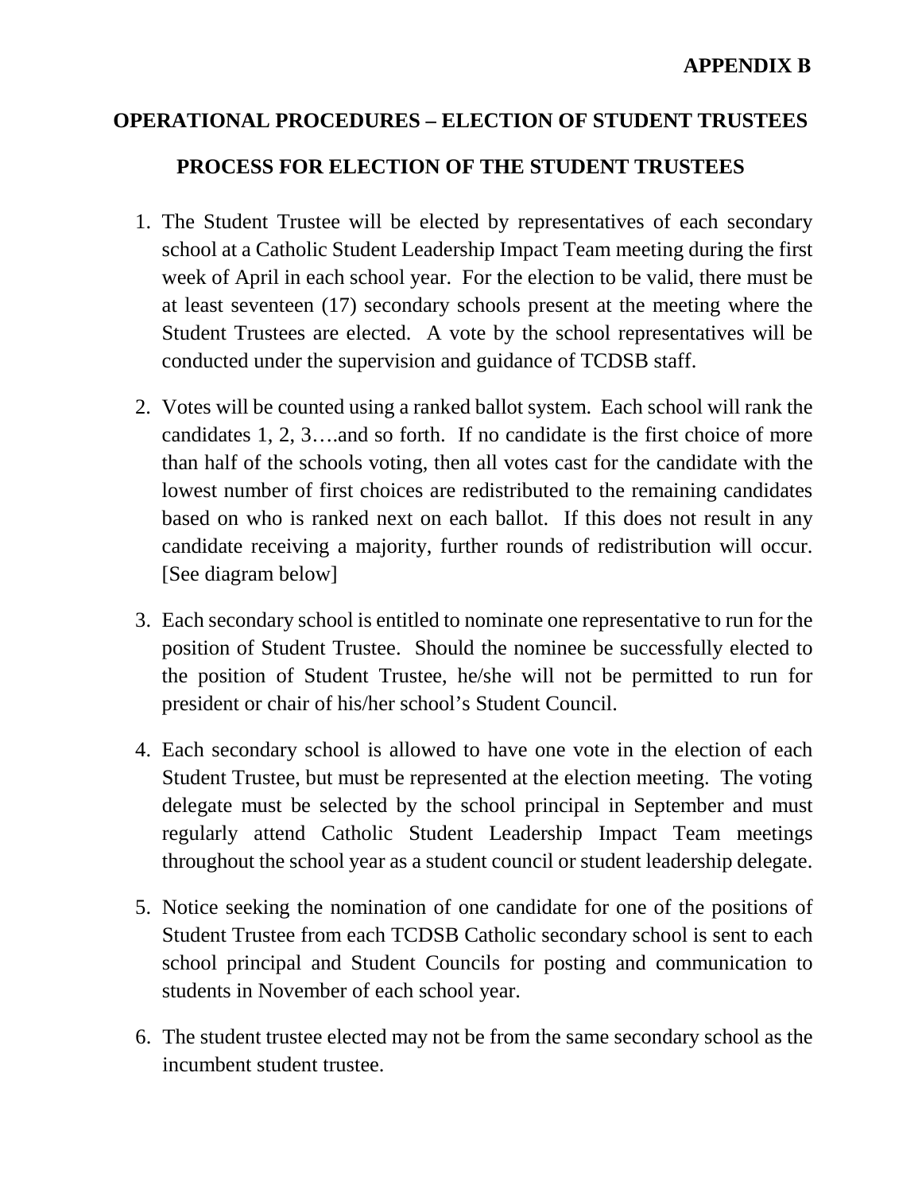**APPENDIX B**

# OPERATIONAL PROCEDURES – ELECTION OF STUDENT TRUSTEES

## PROCESS FOR ELECTION OF THE STUDENT TRUSTEES

1. The Student Trustee will be elected by representatives of each secondary school at a Catholic Student Leadership Impact Team meeting during the first week of April in each school year. For the election to be valid, there must be at least seventeen (17) secondary schools present at the meeting where the Student Trustees are elected. A vote by the school representatives will be conducted under the supervision and guidance of TCDSB staff.

2. Votes will be counted using a ranked ballot system. Each school will rank the candidates 1, 2, 3….and so forth. If no candidate is the first choice of more than half of the schools voting, then all votes cast for the candidate with the lowest number of first choices are redistributed to the remaining candidates based on who is ranked next on each ballot. If this does not result in any candidate receiving a majority, further rounds of redistribution will occur. [See diagram below]

3. Each secondary school is entitled to nominate one representative to run for the position of Student Trustee. Should the nominee be successfully elected to the position of Student Trustee, he/she will not be permitted to run for president or chair of his/her school's Student Council.

4. Each secondary school is allowed to have one vote in the election of each Student Trustee, but must be represented at the election meeting. The voting delegate must be selected by the school principal in September and must regularly attend Catholic Student Leadership Impact Team meetings throughout the school year as a student council or student leadership delegate.

5. Notice seeking the nomination of one candidate for one of the positions of Student Trustee from each TCDSB Catholic secondary school is sent to each school principal and Student Councils for posting and communication to students in November of each school year.

6. The student trustee elected may not be from the same secondary school as the incumbent student trustee.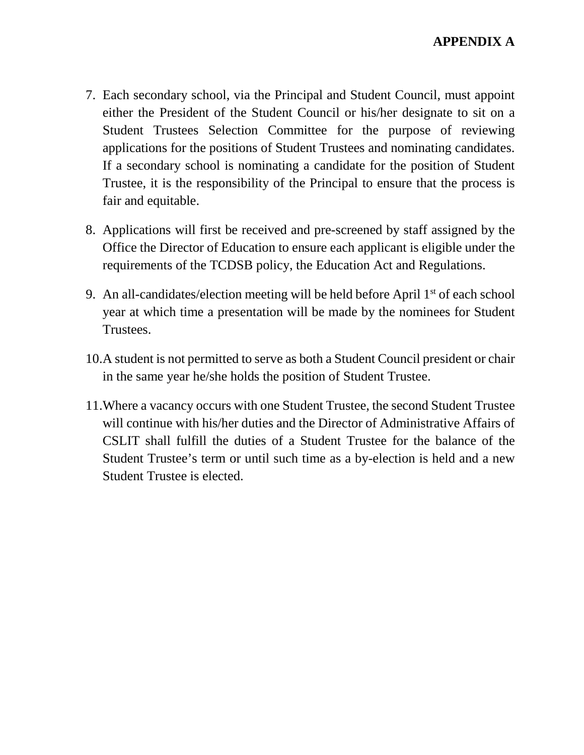**APPENDIX A**

7. Each secondary school, via the Principal and Student Council, must appoint either the President of the Student Council or his/her designate to sit on a Student Trustees Selection Committee for the purpose of reviewing applications for the positions of Student Trustees and nominating candidates. If a secondary school is nominating a candidate for the position of Student Trustee, it is the responsibility of the Principal to ensure that the process is fair and equitable.

8. Applications will first be received and pre-screened by staff assigned by the Office the Director of Education to ensure each applicant is eligible under the requirements of the TCDSB policy, the Education Act and Regulations.

9. An all-candidates/election meeting will be held before April 1st of each school year at which time a presentation will be made by the nominees for Student Trustees.

10. A student is not permitted to serve as both a Student Council president or chair in the same year he/she holds the position of Student Trustee.

11. Where a vacancy occurs with one Student Trustee, the second Student Trustee will continue with his/her duties and the Director of Administrative Affairs of CSLIT shall fulfill the duties of a Student Trustee for the balance of the Student Trustee's term or until such time as a by-election is held and a new Student Trustee is elected.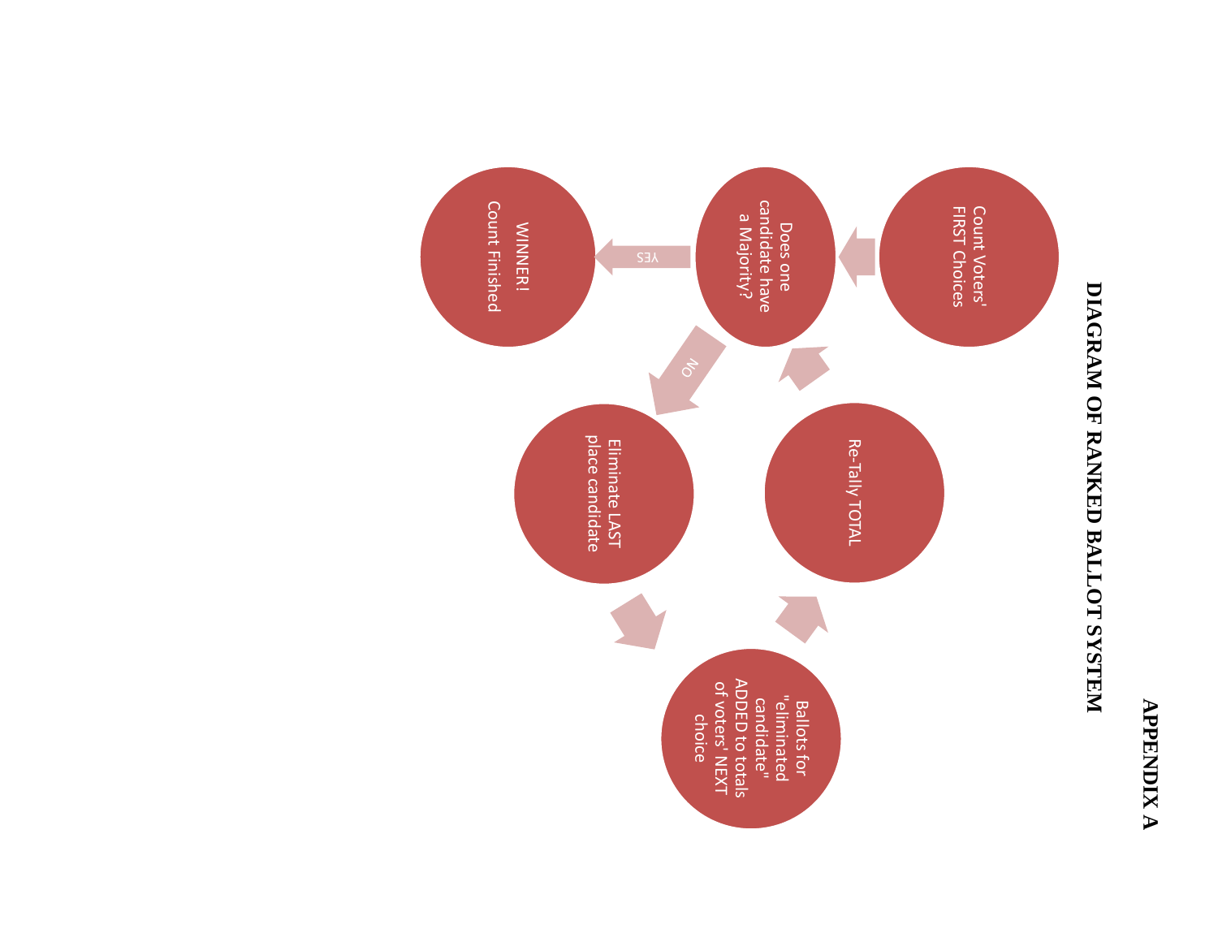# APPENDIX A

## DIAGRAM OF RANKED BALLOT SYSTEM

Count Voters' FIRST Choices

Does one candidate have a Majority?

YES

WINNER! Count Finished

NO

Eliminate LAST place candidate

Ballots for "eliminated candidate" ADDED to totals of voters' NEXT choice

Re-Tally TOTAL